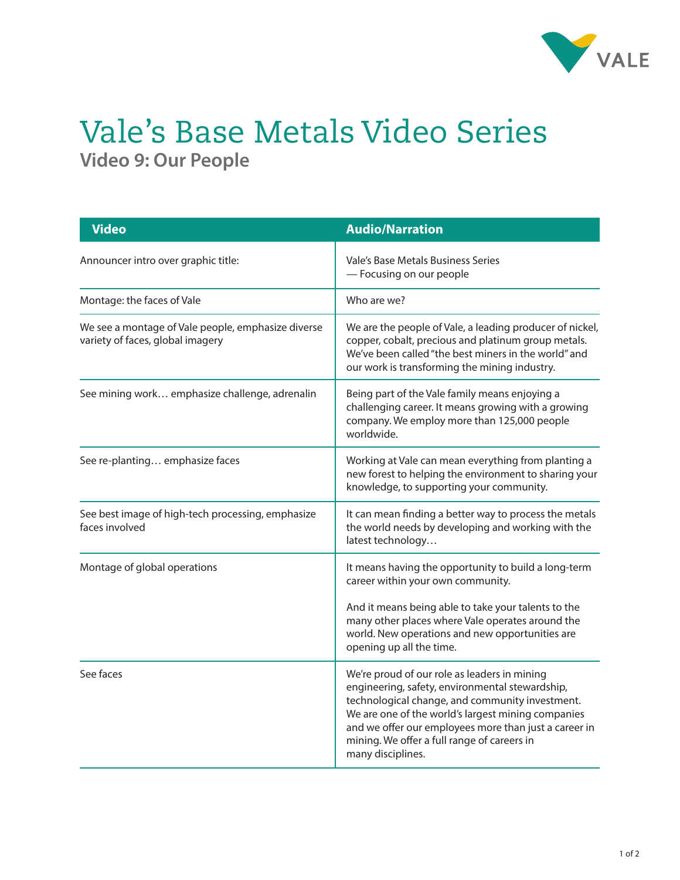# Vale’s Base Metals Video Series

## Video 9: Our People

| Video | Audio/Narration |
| --- | --- |
| Announcer intro over graphic title: | Vale’s Base Metals Business Series<br>— Focusing on our people |
| Montage: the faces of Vale | Who are we? |
| We see a montage of Vale people, emphasize diverse variety of faces, global imagery | We are the people of Vale, a leading producer of nickel, copper, cobalt, precious and platinum group metals. We’ve been called “the best miners in the world” and our work is transforming the mining industry. |
| See mining work… emphasize challenge, adrenalin | Being part of the Vale family means enjoying a challenging career. It means growing with a growing company. We employ more than 125,000 people worldwide. |
| See re-planting… emphasize faces | Working at Vale can mean everything from planting a new forest to helping the environment to sharing your knowledge, to supporting your community. |
| See best image of high-tech processing, emphasize faces involved | It can mean finding a better way to process the metals the world needs by developing and working with the latest technology… |
| Montage of global operations | It means having the opportunity to build a long-term career within your own community.<br><br>And it means being able to take your talents to the many other places where Vale operates around the world. New operations and new opportunities are opening up all the time. |
| See faces | We’re proud of our role as leaders in mining engineering, safety, environmental stewardship, technological change, and community investment. We are one of the world’s largest mining companies and we offer our employees more than just a career in mining. We offer a full range of careers in many disciplines. |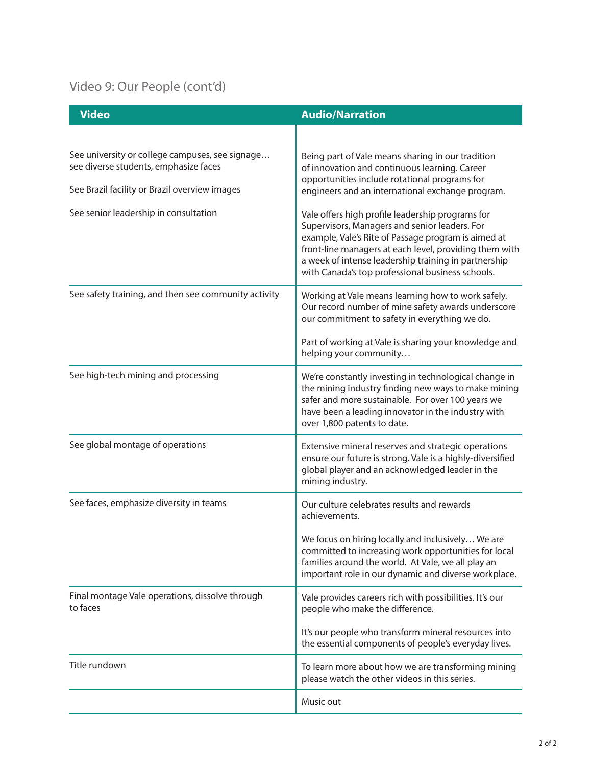## Video 9: Our People (cont'd)

| Video | Audio/Narration |
|---|---|
| See university or college campuses, see signage… see diverse students, emphasize faces<br><br>See Brazil facility or Brazil overview images<br><br>See senior leadership in consultation | Being part of Vale means sharing in our tradition of innovation and continuous learning. Career opportunities include rotational programs for engineers and an international exchange program.<br><br>Vale offers high profile leadership programs for Supervisors, Managers and senior leaders. For example, Vale's Rite of Passage program is aimed at front-line managers at each level, providing them with a week of intense leadership training in partnership with Canada's top professional business schools. |
| See safety training, and then see community activity | Working at Vale means learning how to work safely. Our record number of mine safety awards underscore our commitment to safety in everything we do.<br><br>Part of working at Vale is sharing your knowledge and helping your community… |
| See high-tech mining and processing | We're constantly investing in technological change in the mining industry finding new ways to make mining safer and more sustainable. For over 100 years we have been a leading innovator in the industry with over 1,800 patents to date. |
| See global montage of operations | Extensive mineral reserves and strategic operations ensure our future is strong. Vale is a highly-diversified global player and an acknowledged leader in the mining industry. |
| See faces, emphasize diversity in teams | Our culture celebrates results and rewards achievements.<br><br>We focus on hiring locally and inclusively… We are committed to increasing work opportunities for local families around the world. At Vale, we all play an important role in our dynamic and diverse workplace. |
| Final montage Vale operations, dissolve through to faces | Vale provides careers rich with possibilities. It's our people who make the difference.<br><br>It's our people who transform mineral resources into the essential components of people's everyday lives. |
| Title rundown | To learn more about how we are transforming mining please watch the other videos in this series. |
| | Music out |